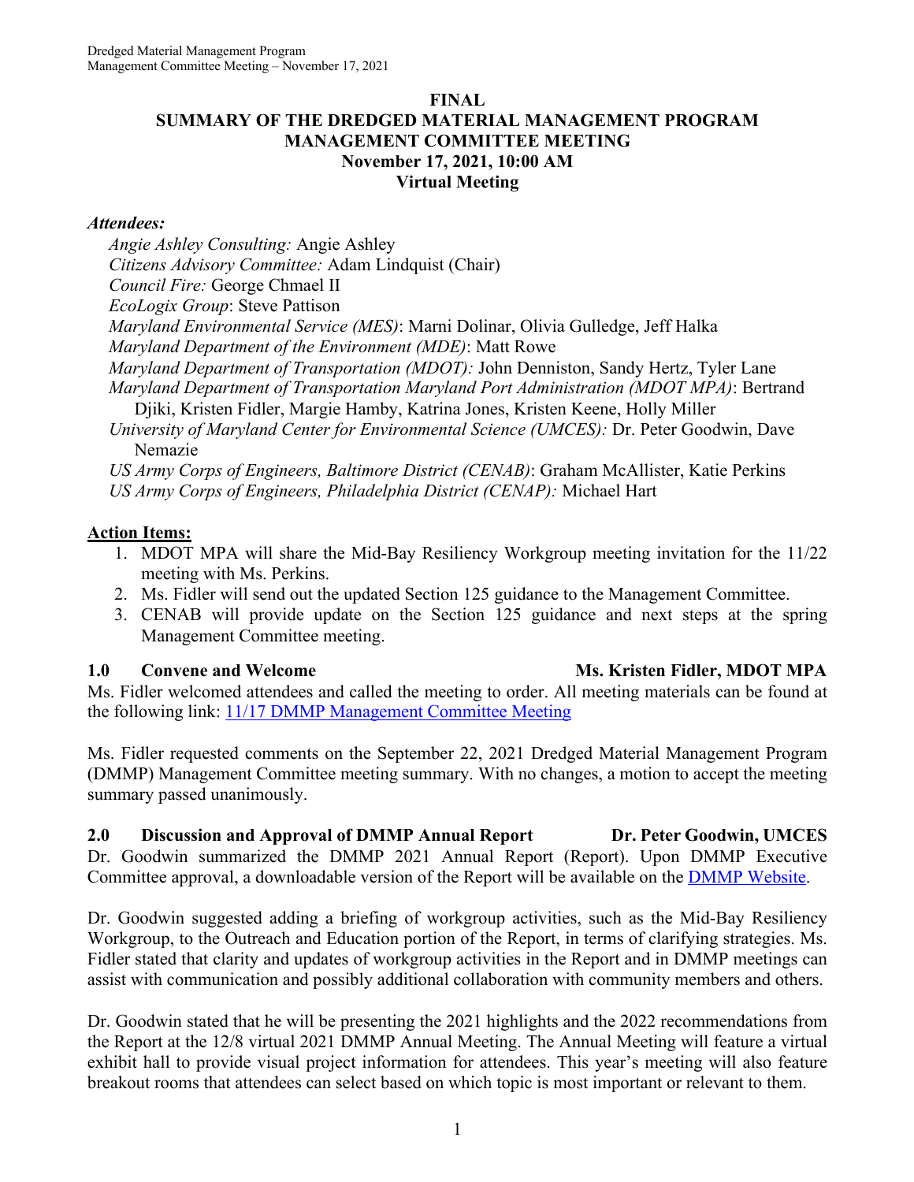**FINAL**
**SUMMARY OF THE DREDGED MATERIAL MANAGEMENT PROGRAM**
**MANAGEMENT COMMITTEE MEETING**
**November 17, 2021, 10:00 AM**
**Virtual Meeting**

***Attendees:***

*Angie Ashley Consulting:* Angie Ashley
*Citizens Advisory Committee:* Adam Lindquist (Chair)
*Council Fire:* George Chmael II
*EcoLogix Group*: Steve Pattison
*Maryland Environmental Service (MES)*: Marni Dolinar, Olivia Gulledge, Jeff Halka
*Maryland Department of the Environment (MDE)*: Matt Rowe
*Maryland Department of Transportation (MDOT):* John Denniston, Sandy Hertz, Tyler Lane
*Maryland Department of Transportation Maryland Port Administration (MDOT MPA)*: Bertrand Djiki, Kristen Fidler, Margie Hamby, Katrina Jones, Kristen Keene, Holly Miller
*University of Maryland Center for Environmental Science (UMCES):* Dr. Peter Goodwin, Dave Nemazie
*US Army Corps of Engineers, Baltimore District (CENAB)*: Graham McAllister, Katie Perkins
*US Army Corps of Engineers, Philadelphia District (CENAP):* Michael Hart

**Action Items:**

1. MDOT MPA will share the Mid-Bay Resiliency Workgroup meeting invitation for the 11/22 meeting with Ms. Perkins.
2. Ms. Fidler will send out the updated Section 125 guidance to the Management Committee.
3. CENAB will provide update on the Section 125 guidance and next steps at the spring Management Committee meeting.

## 1.0 Convene and Welcome — Ms. Kristen Fidler, MDOT MPA

Ms. Fidler welcomed attendees and called the meeting to order. All meeting materials can be found at the following link: 11/17 DMMP Management Committee Meeting

Ms. Fidler requested comments on the September 22, 2021 Dredged Material Management Program (DMMP) Management Committee meeting summary. With no changes, a motion to accept the meeting summary passed unanimously.

## 2.0 Discussion and Approval of DMMP Annual Report — Dr. Peter Goodwin, UMCES

Dr. Goodwin summarized the DMMP 2021 Annual Report (Report). Upon DMMP Executive Committee approval, a downloadable version of the Report will be available on the DMMP Website.

Dr. Goodwin suggested adding a briefing of workgroup activities, such as the Mid-Bay Resiliency Workgroup, to the Outreach and Education portion of the Report, in terms of clarifying strategies. Ms. Fidler stated that clarity and updates of workgroup activities in the Report and in DMMP meetings can assist with communication and possibly additional collaboration with community members and others.

Dr. Goodwin stated that he will be presenting the 2021 highlights and the 2022 recommendations from the Report at the 12/8 virtual 2021 DMMP Annual Meeting. The Annual Meeting will feature a virtual exhibit hall to provide visual project information for attendees. This year's meeting will also feature breakout rooms that attendees can select based on which topic is most important or relevant to them.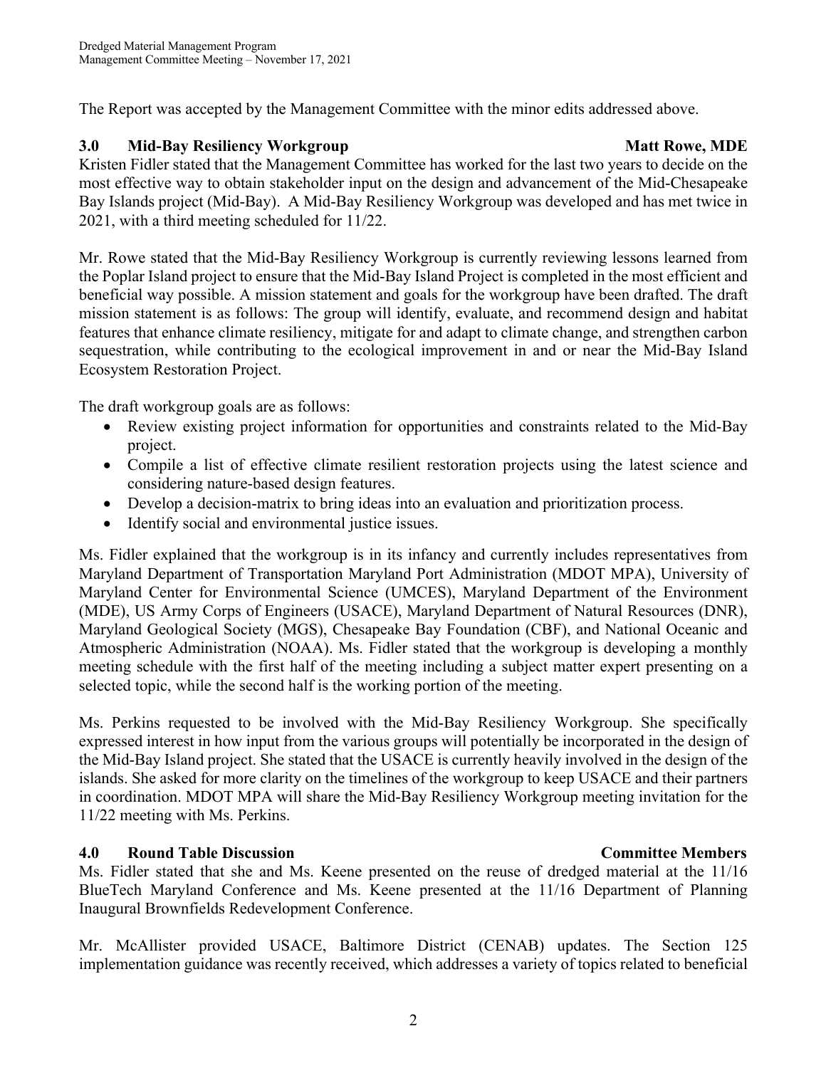The Report was accepted by the Management Committee with the minor edits addressed above.

## 3.0 Mid-Bay Resiliency Workgroup — Matt Rowe, MDE

Kristen Fidler stated that the Management Committee has worked for the last two years to decide on the most effective way to obtain stakeholder input on the design and advancement of the Mid-Chesapeake Bay Islands project (Mid-Bay). A Mid-Bay Resiliency Workgroup was developed and has met twice in 2021, with a third meeting scheduled for 11/22.

Mr. Rowe stated that the Mid-Bay Resiliency Workgroup is currently reviewing lessons learned from the Poplar Island project to ensure that the Mid-Bay Island Project is completed in the most efficient and beneficial way possible. A mission statement and goals for the workgroup have been drafted. The draft mission statement is as follows: The group will identify, evaluate, and recommend design and habitat features that enhance climate resiliency, mitigate for and adapt to climate change, and strengthen carbon sequestration, while contributing to the ecological improvement in and or near the Mid-Bay Island Ecosystem Restoration Project.

The draft workgroup goals are as follows:

- Review existing project information for opportunities and constraints related to the Mid-Bay project.
- Compile a list of effective climate resilient restoration projects using the latest science and considering nature-based design features.
- Develop a decision-matrix to bring ideas into an evaluation and prioritization process.
- Identify social and environmental justice issues.

Ms. Fidler explained that the workgroup is in its infancy and currently includes representatives from Maryland Department of Transportation Maryland Port Administration (MDOT MPA), University of Maryland Center for Environmental Science (UMCES), Maryland Department of the Environment (MDE), US Army Corps of Engineers (USACE), Maryland Department of Natural Resources (DNR), Maryland Geological Society (MGS), Chesapeake Bay Foundation (CBF), and National Oceanic and Atmospheric Administration (NOAA). Ms. Fidler stated that the workgroup is developing a monthly meeting schedule with the first half of the meeting including a subject matter expert presenting on a selected topic, while the second half is the working portion of the meeting.

Ms. Perkins requested to be involved with the Mid-Bay Resiliency Workgroup. She specifically expressed interest in how input from the various groups will potentially be incorporated in the design of the Mid-Bay Island project. She stated that the USACE is currently heavily involved in the design of the islands. She asked for more clarity on the timelines of the workgroup to keep USACE and their partners in coordination. MDOT MPA will share the Mid-Bay Resiliency Workgroup meeting invitation for the 11/22 meeting with Ms. Perkins.

## 4.0 Round Table Discussion — Committee Members

Ms. Fidler stated that she and Ms. Keene presented on the reuse of dredged material at the 11/16 BlueTech Maryland Conference and Ms. Keene presented at the 11/16 Department of Planning Inaugural Brownfields Redevelopment Conference.

Mr. McAllister provided USACE, Baltimore District (CENAB) updates. The Section 125 implementation guidance was recently received, which addresses a variety of topics related to beneficial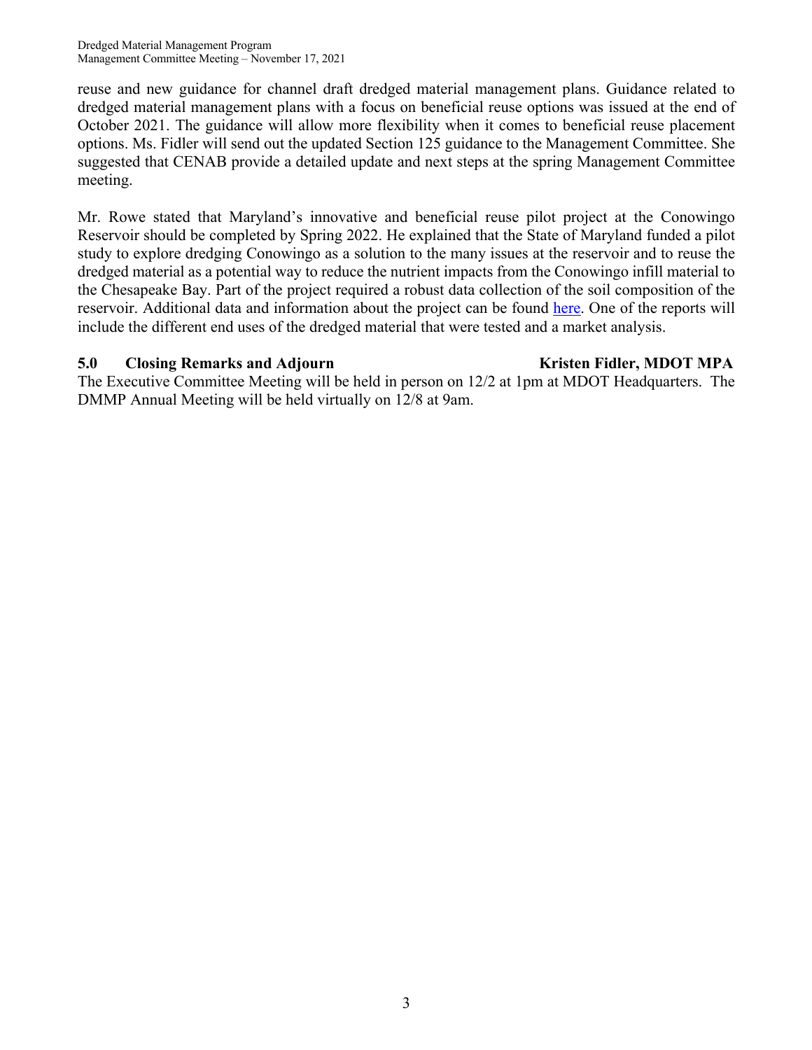reuse and new guidance for channel draft dredged material management plans. Guidance related to dredged material management plans with a focus on beneficial reuse options was issued at the end of October 2021. The guidance will allow more flexibility when it comes to beneficial reuse placement options. Ms. Fidler will send out the updated Section 125 guidance to the Management Committee. She suggested that CENAB provide a detailed update and next steps at the spring Management Committee meeting.

Mr. Rowe stated that Maryland's innovative and beneficial reuse pilot project at the Conowingo Reservoir should be completed by Spring 2022. He explained that the State of Maryland funded a pilot study to explore dredging Conowingo as a solution to the many issues at the reservoir and to reuse the dredged material as a potential way to reduce the nutrient impacts from the Conowingo infill material to the Chesapeake Bay. Part of the project required a robust data collection of the soil composition of the reservoir. Additional data and information about the project can be found here. One of the reports will include the different end uses of the dredged material that were tested and a market analysis.

## 5.0 Closing Remarks and Adjourn — Kristen Fidler, MDOT MPA

The Executive Committee Meeting will be held in person on 12/2 at 1pm at MDOT Headquarters. The DMMP Annual Meeting will be held virtually on 12/8 at 9am.